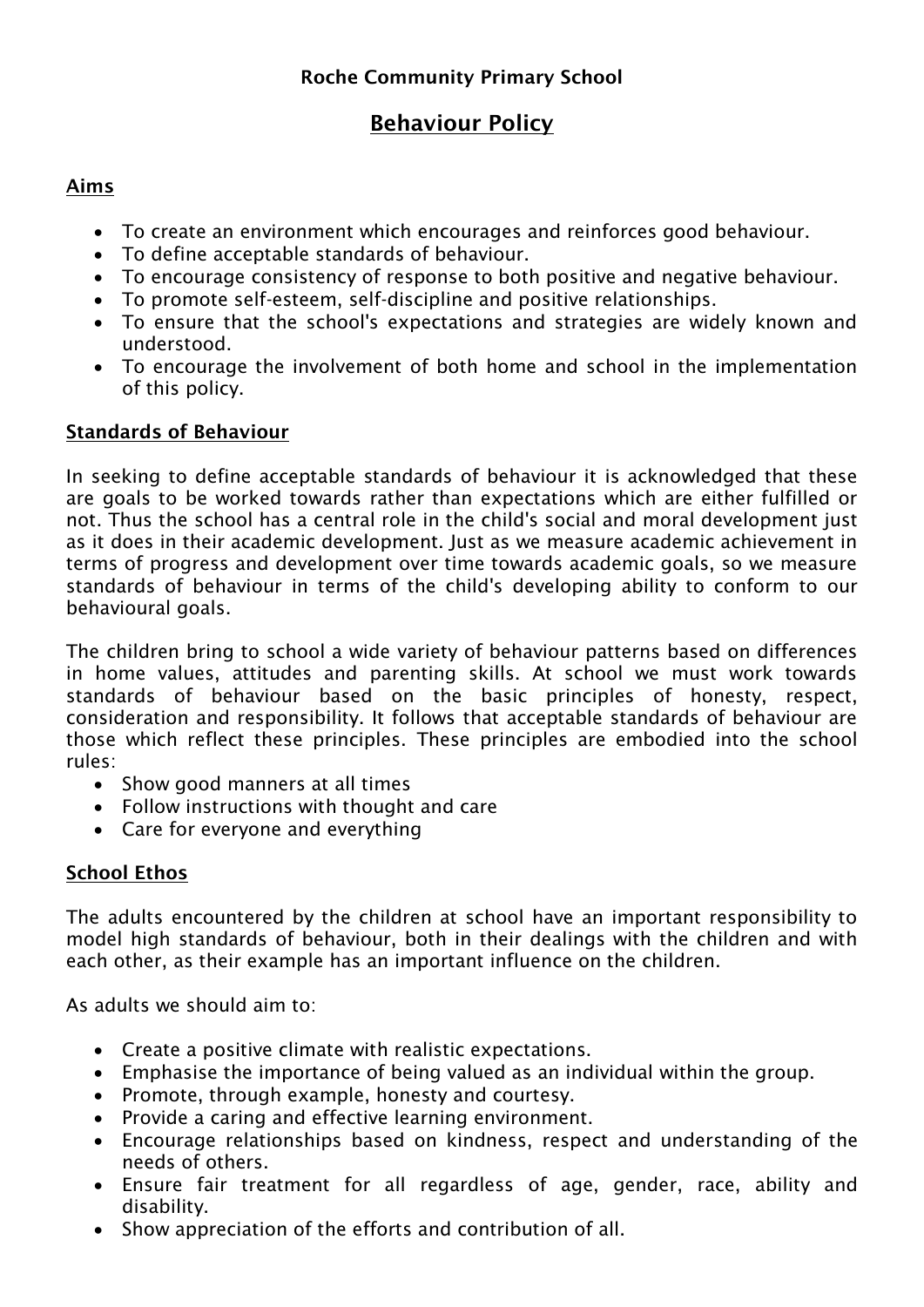**Roche Community Primary School**

# Behaviour Policy

## Aims

- To create an environment which encourages and reinforces good behaviour.
- To define acceptable standards of behaviour.
- To encourage consistency of response to both positive and negative behaviour.
- To promote self-esteem, self-discipline and positive relationships.
- To ensure that the school's expectations and strategies are widely known and understood.
- To encourage the involvement of both home and school in the implementation of this policy.

## Standards of Behaviour

In seeking to define acceptable standards of behaviour it is acknowledged that these are goals to be worked towards rather than expectations which are either fulfilled or not. Thus the school has a central role in the child's social and moral development just as it does in their academic development. Just as we measure academic achievement in terms of progress and development over time towards academic goals, so we measure standards of behaviour in terms of the child's developing ability to conform to our behavioural goals.

The children bring to school a wide variety of behaviour patterns based on differences in home values, attitudes and parenting skills. At school we must work towards standards of behaviour based on the basic principles of honesty, respect, consideration and responsibility. It follows that acceptable standards of behaviour are those which reflect these principles. These principles are embodied into the school rules:

- Show good manners at all times
- Follow instructions with thought and care
- Care for everyone and everything

## School Ethos

The adults encountered by the children at school have an important responsibility to model high standards of behaviour, both in their dealings with the children and with each other, as their example has an important influence on the children.

As adults we should aim to:

- Create a positive climate with realistic expectations.
- Emphasise the importance of being valued as an individual within the group.
- Promote, through example, honesty and courtesy.
- Provide a caring and effective learning environment.
- Encourage relationships based on kindness, respect and understanding of the needs of others.
- Ensure fair treatment for all regardless of age, gender, race, ability and disability.
- Show appreciation of the efforts and contribution of all.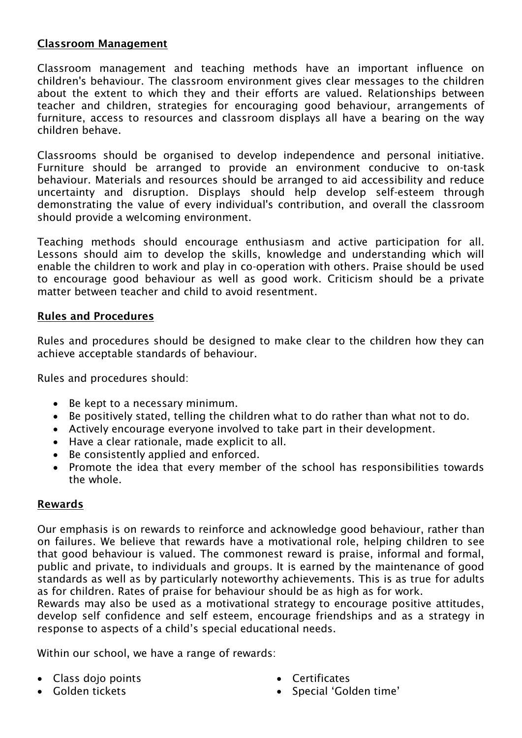**Classroom Management**

Classroom management and teaching methods have an important influence on children's behaviour. The classroom environment gives clear messages to the children about the extent to which they and their efforts are valued. Relationships between teacher and children, strategies for encouraging good behaviour, arrangements of furniture, access to resources and classroom displays all have a bearing on the way children behave.

Classrooms should be organised to develop independence and personal initiative. Furniture should be arranged to provide an environment conducive to on-task behaviour. Materials and resources should be arranged to aid accessibility and reduce uncertainty and disruption. Displays should help develop self-esteem through demonstrating the value of every individual's contribution, and overall the classroom should provide a welcoming environment.

Teaching methods should encourage enthusiasm and active participation for all. Lessons should aim to develop the skills, knowledge and understanding which will enable the children to work and play in co-operation with others. Praise should be used to encourage good behaviour as well as good work. Criticism should be a private matter between teacher and child to avoid resentment.

**Rules and Procedures**

Rules and procedures should be designed to make clear to the children how they can achieve acceptable standards of behaviour.

Rules and procedures should:

- Be kept to a necessary minimum.
- Be positively stated, telling the children what to do rather than what not to do.
- Actively encourage everyone involved to take part in their development.
- Have a clear rationale, made explicit to all.
- Be consistently applied and enforced.
- Promote the idea that every member of the school has responsibilities towards the whole.

**Rewards**

Our emphasis is on rewards to reinforce and acknowledge good behaviour, rather than on failures. We believe that rewards have a motivational role, helping children to see that good behaviour is valued. The commonest reward is praise, informal and formal, public and private, to individuals and groups. It is earned by the maintenance of good standards as well as by particularly noteworthy achievements. This is as true for adults as for children. Rates of praise for behaviour should be as high as for work.
Rewards may also be used as a motivational strategy to encourage positive attitudes, develop self confidence and self esteem, encourage friendships and as a strategy in response to aspects of a child's special educational needs.

Within our school, we have a range of rewards:

- Class dojo points
- Golden tickets
- Certificates
- Special 'Golden time'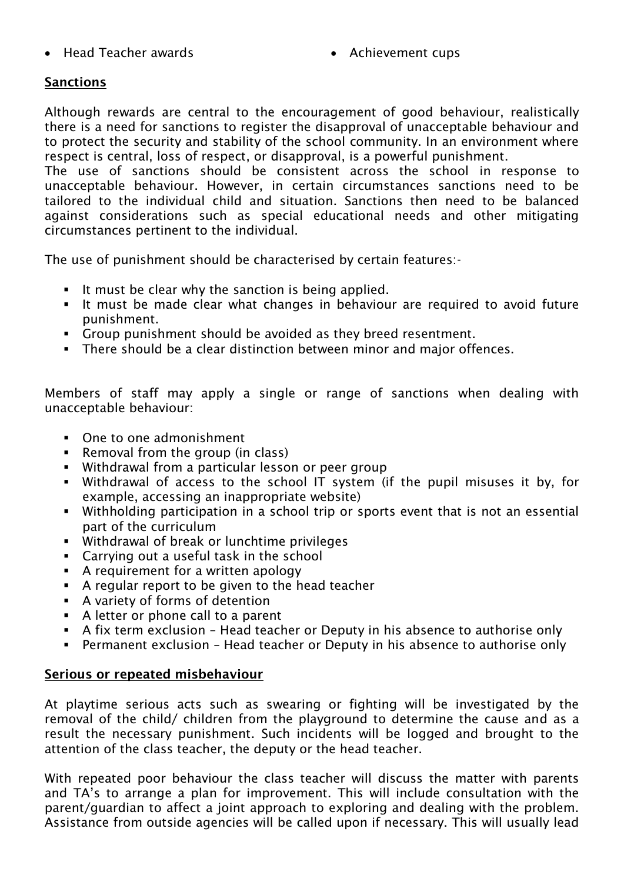- Head Teacher awards
- Achievement cups

**Sanctions**

Although rewards are central to the encouragement of good behaviour, realistically there is a need for sanctions to register the disapproval of unacceptable behaviour and to protect the security and stability of the school community. In an environment where respect is central, loss of respect, or disapproval, is a powerful punishment.
The use of sanctions should be consistent across the school in response to unacceptable behaviour. However, in certain circumstances sanctions need to be tailored to the individual child and situation. Sanctions then need to be balanced against considerations such as special educational needs and other mitigating circumstances pertinent to the individual.

The use of punishment should be characterised by certain features:-

- It must be clear why the sanction is being applied.
- It must be made clear what changes in behaviour are required to avoid future punishment.
- Group punishment should be avoided as they breed resentment.
- There should be a clear distinction between minor and major offences.

Members of staff may apply a single or range of sanctions when dealing with unacceptable behaviour:

- One to one admonishment
- Removal from the group (in class)
- Withdrawal from a particular lesson or peer group
- Withdrawal of access to the school IT system (if the pupil misuses it by, for example, accessing an inappropriate website)
- Withholding participation in a school trip or sports event that is not an essential part of the curriculum
- Withdrawal of break or lunchtime privileges
- Carrying out a useful task in the school
- A requirement for a written apology
- A regular report to be given to the head teacher
- A variety of forms of detention
- A letter or phone call to a parent
- A fix term exclusion – Head teacher or Deputy in his absence to authorise only
- Permanent exclusion – Head teacher or Deputy in his absence to authorise only

**Serious or repeated misbehaviour**

At playtime serious acts such as swearing or fighting will be investigated by the removal of the child/ children from the playground to determine the cause and as a result the necessary punishment. Such incidents will be logged and brought to the attention of the class teacher, the deputy or the head teacher.

With repeated poor behaviour the class teacher will discuss the matter with parents and TA's to arrange a plan for improvement. This will include consultation with the parent/guardian to affect a joint approach to exploring and dealing with the problem. Assistance from outside agencies will be called upon if necessary. This will usually lead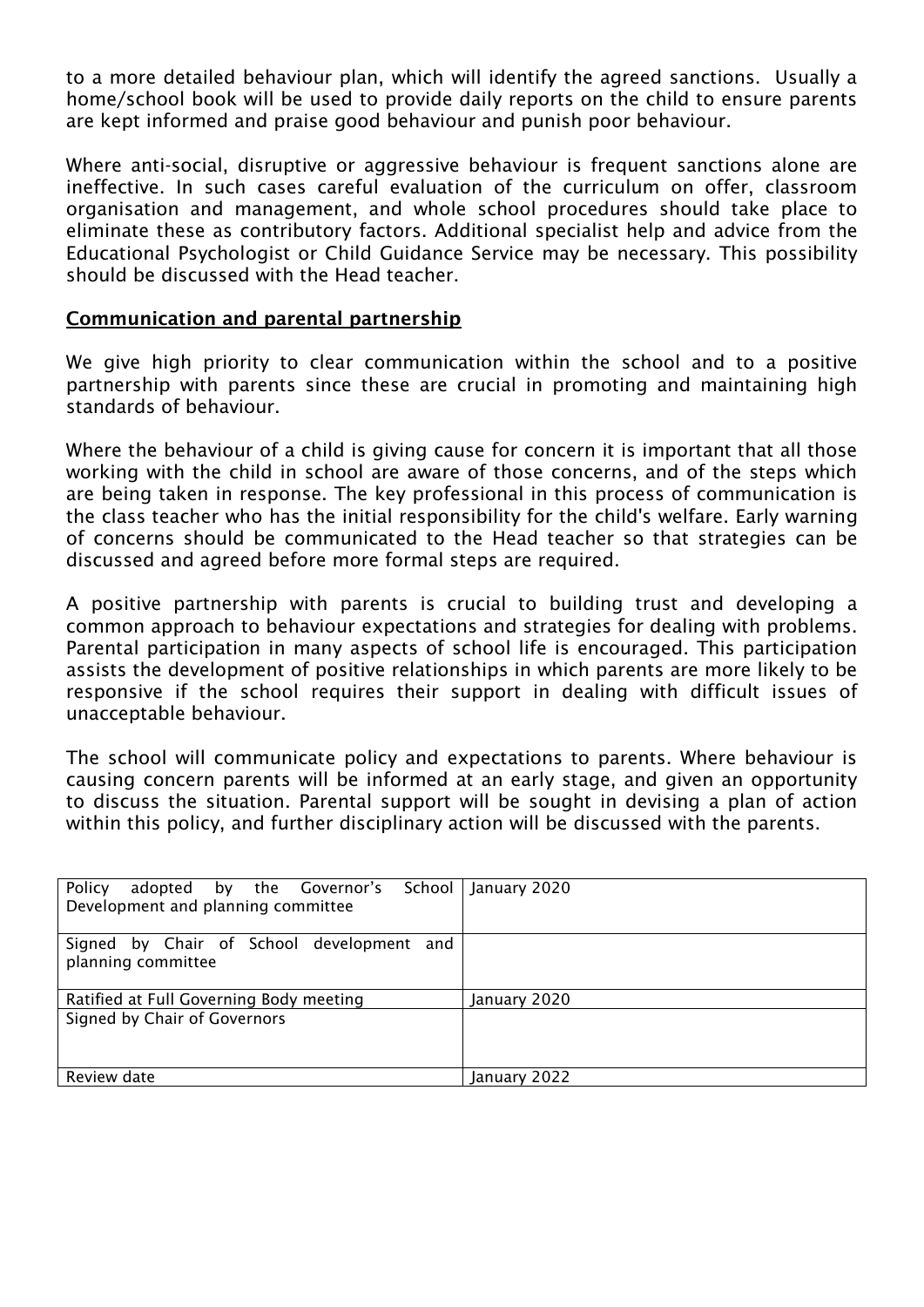to a more detailed behaviour plan, which will identify the agreed sanctions. Usually a home/school book will be used to provide daily reports on the child to ensure parents are kept informed and praise good behaviour and punish poor behaviour.

Where anti-social, disruptive or aggressive behaviour is frequent sanctions alone are ineffective. In such cases careful evaluation of the curriculum on offer, classroom organisation and management, and whole school procedures should take place to eliminate these as contributory factors. Additional specialist help and advice from the Educational Psychologist or Child Guidance Service may be necessary. This possibility should be discussed with the Head teacher.

## Communication and parental partnership

We give high priority to clear communication within the school and to a positive partnership with parents since these are crucial in promoting and maintaining high standards of behaviour.

Where the behaviour of a child is giving cause for concern it is important that all those working with the child in school are aware of those concerns, and of the steps which are being taken in response. The key professional in this process of communication is the class teacher who has the initial responsibility for the child's welfare. Early warning of concerns should be communicated to the Head teacher so that strategies can be discussed and agreed before more formal steps are required.

A positive partnership with parents is crucial to building trust and developing a common approach to behaviour expectations and strategies for dealing with problems. Parental participation in many aspects of school life is encouraged. This participation assists the development of positive relationships in which parents are more likely to be responsive if the school requires their support in dealing with difficult issues of unacceptable behaviour.

The school will communicate policy and expectations to parents. Where behaviour is causing concern parents will be informed at an early stage, and given an opportunity to discuss the situation. Parental support will be sought in devising a plan of action within this policy, and further disciplinary action will be discussed with the parents.

| | |
|---|---|
| Policy adopted by the Governor's School Development and planning committee | January 2020 |
| Signed by Chair of School development and planning committee | |
| Ratified at Full Governing Body meeting | January 2020 |
| Signed by Chair of Governors | |
| Review date | January 2022 |